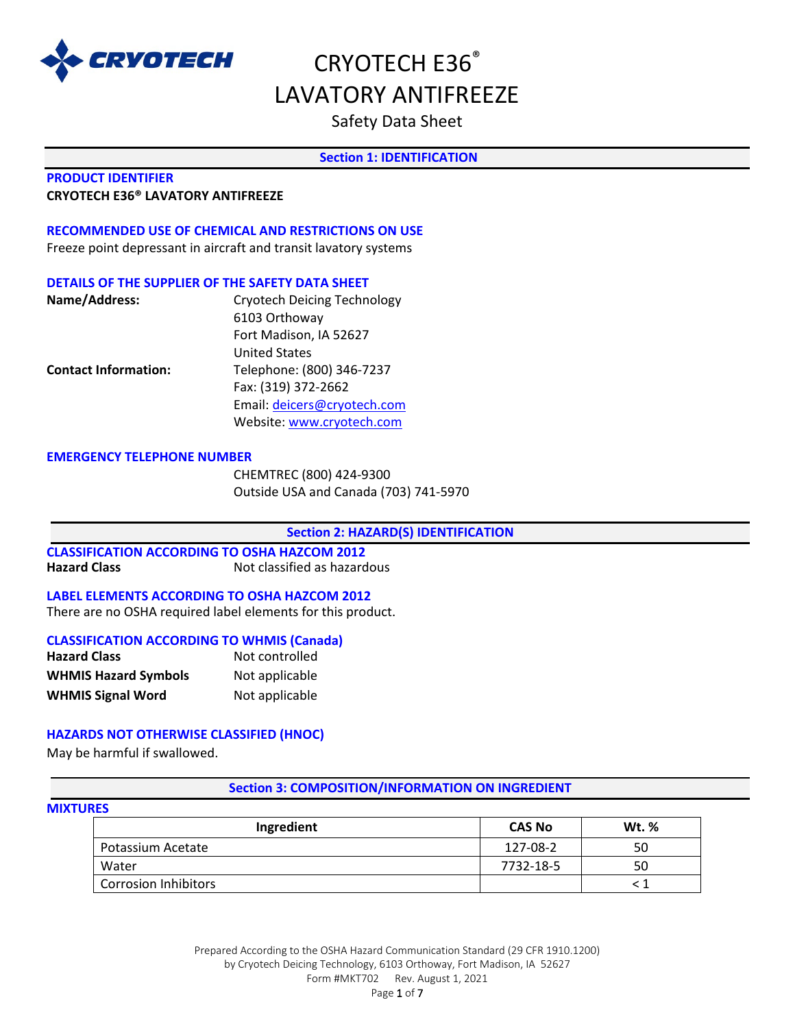# CRYOTECH E36® LAVATORY ANTIFREEZE

Safety Data Sheet

## Section 1: IDENTIFICATION

### PRODUCT IDENTIFIER

**CRYOTECH E36® LAVATORY ANTIFREEZE**

### RECOMMENDED USE OF CHEMICAL AND RESTRICTIONS ON USE

Freeze point depressant in aircraft and transit lavatory systems

### DETAILS OF THE SUPPLIER OF THE SAFETY DATA SHEET

**Name/Address:**
Cryotech Deicing Technology
6103 Orthoway
Fort Madison, IA 52627
United States

**Contact Information:**
Telephone: (800) 346-7237
Fax: (319) 372-2662
Email: deicers@cryotech.com
Website: www.cryotech.com

### EMERGENCY TELEPHONE NUMBER

CHEMTREC (800) 424-9300
Outside USA and Canada (703) 741-5970

## Section 2: HAZARD(S) IDENTIFICATION

### CLASSIFICATION ACCORDING TO OSHA HAZCOM 2012

**Hazard Class** Not classified as hazardous

### LABEL ELEMENTS ACCORDING TO OSHA HAZCOM 2012

There are no OSHA required label elements for this product.

### CLASSIFICATION ACCORDING TO WHMIS (Canada)

**Hazard Class** Not controlled

**WHMIS Hazard Symbols** Not applicable

**WHMIS Signal Word** Not applicable

### HAZARDS NOT OTHERWISE CLASSIFIED (HNOC)

May be harmful if swallowed.

## Section 3: COMPOSITION/INFORMATION ON INGREDIENT

### MIXTURES

| Ingredient | CAS No | Wt. % |
|---|---|---|
| Potassium Acetate | 127-08-2 | 50 |
| Water | 7732-18-5 | 50 |
| Corrosion Inhibitors | | < 1 |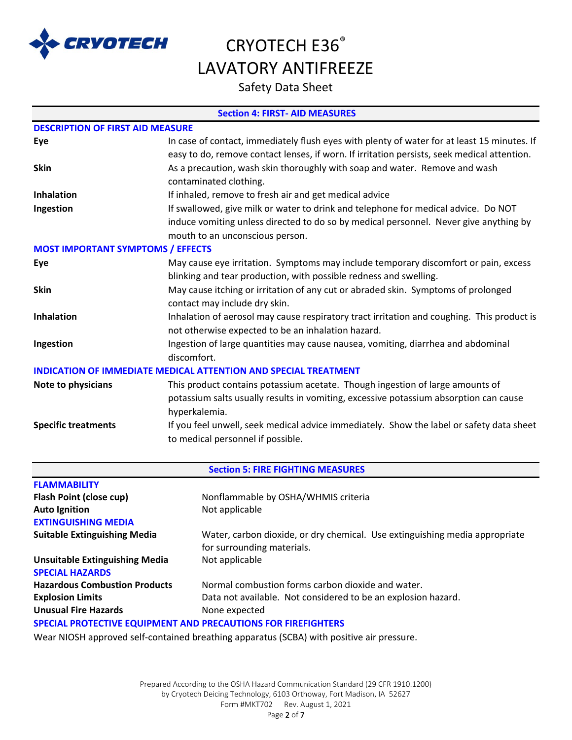## Section 4: FIRST- AID MEASURES

### DESCRIPTION OF FIRST AID MEASURE

| | |
|---|---|
| **Eye** | In case of contact, immediately flush eyes with plenty of water for at least 15 minutes. If easy to do, remove contact lenses, if worn. If irritation persists, seek medical attention. |
| **Skin** | As a precaution, wash skin thoroughly with soap and water. Remove and wash contaminated clothing. |
| **Inhalation** | If inhaled, remove to fresh air and get medical advice |
| **Ingestion** | If swallowed, give milk or water to drink and telephone for medical advice. Do NOT induce vomiting unless directed to do so by medical personnel. Never give anything by mouth to an unconscious person. |

### MOST IMPORTANT SYMPTOMS / EFFECTS

| | |
|---|---|
| **Eye** | May cause eye irritation. Symptoms may include temporary discomfort or pain, excess blinking and tear production, with possible redness and swelling. |
| **Skin** | May cause itching or irritation of any cut or abraded skin. Symptoms of prolonged contact may include dry skin. |
| **Inhalation** | Inhalation of aerosol may cause respiratory tract irritation and coughing. This product is not otherwise expected to be an inhalation hazard. |
| **Ingestion** | Ingestion of large quantities may cause nausea, vomiting, diarrhea and abdominal discomfort. |

### INDICATION OF IMMEDIATE MEDICAL ATTENTION AND SPECIAL TREATMENT

| | |
|---|---|
| **Note to physicians** | This product contains potassium acetate. Though ingestion of large amounts of potassium salts usually results in vomiting, excessive potassium absorption can cause hyperkalemia. |
| **Specific treatments** | If you feel unwell, seek medical advice immediately. Show the label or safety data sheet to medical personnel if possible. |

## Section 5: FIRE FIGHTING MEASURES

### FLAMMABILITY

| | |
|---|---|
| **Flash Point (close cup)** | Nonflammable by OSHA/WHMIS criteria |
| **Auto Ignition** | Not applicable |

### EXTINGUISHING MEDIA

| | |
|---|---|
| **Suitable Extinguishing Media** | Water, carbon dioxide, or dry chemical. Use extinguishing media appropriate for surrounding materials. |
| **Unsuitable Extinguishing Media** | Not applicable |

### SPECIAL HAZARDS

| | |
|---|---|
| **Hazardous Combustion Products** | Normal combustion forms carbon dioxide and water. |
| **Explosion Limits** | Data not available. Not considered to be an explosion hazard. |
| **Unusual Fire Hazards** | None expected |

### SPECIAL PROTECTIVE EQUIPMENT AND PRECAUTIONS FOR FIREFIGHTERS

Wear NIOSH approved self-contained breathing apparatus (SCBA) with positive air pressure.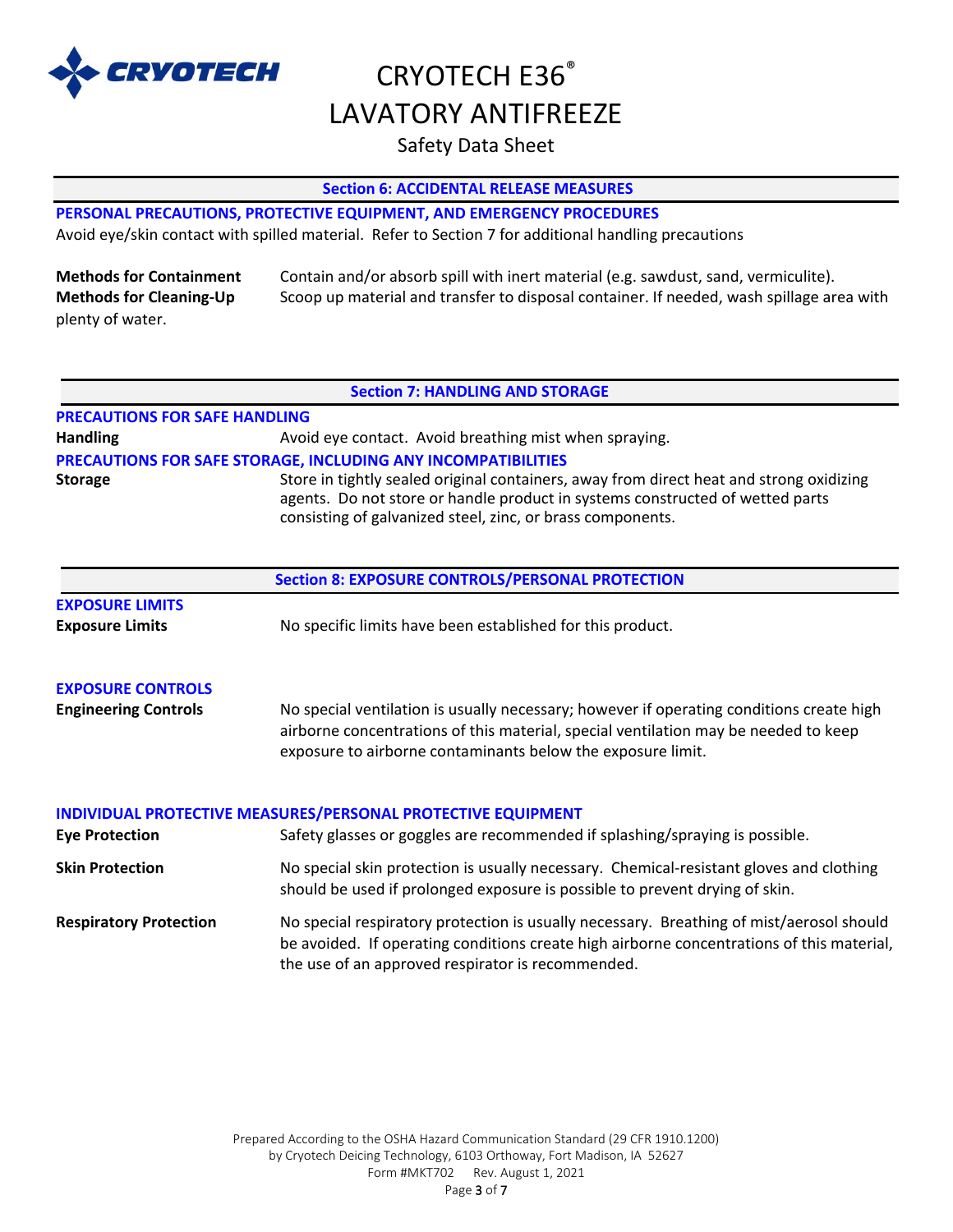## Section 6: ACCIDENTAL RELEASE MEASURES

### PERSONAL PRECAUTIONS, PROTECTIVE EQUIPMENT, AND EMERGENCY PROCEDURES

Avoid eye/skin contact with spilled material. Refer to Section 7 for additional handling precautions

**Methods for Containment** Contain and/or absorb spill with inert material (e.g. sawdust, sand, vermiculite).

**Methods for Cleaning-Up** Scoop up material and transfer to disposal container. If needed, wash spillage area with plenty of water.

## Section 7: HANDLING AND STORAGE

### PRECAUTIONS FOR SAFE HANDLING

**Handling** Avoid eye contact. Avoid breathing mist when spraying.

### PRECAUTIONS FOR SAFE STORAGE, INCLUDING ANY INCOMPATIBILITIES

**Storage** Store in tightly sealed original containers, away from direct heat and strong oxidizing agents. Do not store or handle product in systems constructed of wetted parts consisting of galvanized steel, zinc, or brass components.

## Section 8: EXPOSURE CONTROLS/PERSONAL PROTECTION

### EXPOSURE LIMITS

**Exposure Limits** No specific limits have been established for this product.

### EXPOSURE CONTROLS

**Engineering Controls** No special ventilation is usually necessary; however if operating conditions create high airborne concentrations of this material, special ventilation may be needed to keep exposure to airborne contaminants below the exposure limit.

### INDIVIDUAL PROTECTIVE MEASURES/PERSONAL PROTECTIVE EQUIPMENT

**Eye Protection** Safety glasses or goggles are recommended if splashing/spraying is possible.

**Skin Protection** No special skin protection is usually necessary. Chemical-resistant gloves and clothing should be used if prolonged exposure is possible to prevent drying of skin.

**Respiratory Protection** No special respiratory protection is usually necessary. Breathing of mist/aerosol should be avoided. If operating conditions create high airborne concentrations of this material, the use of an approved respirator is recommended.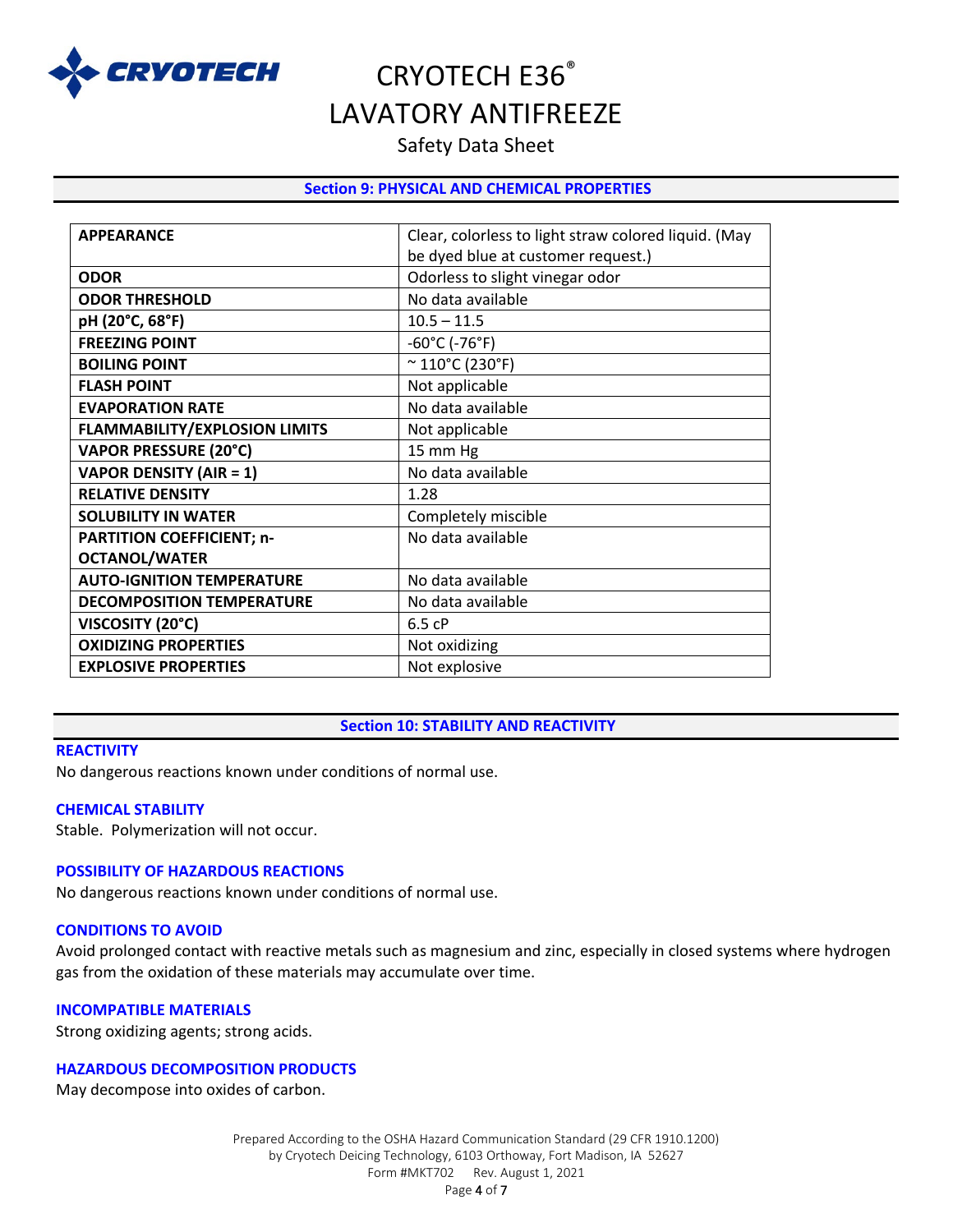## Section 9: PHYSICAL AND CHEMICAL PROPERTIES

| | |
|---|---|
| **APPEARANCE** | Clear, colorless to light straw colored liquid. (May be dyed blue at customer request.) |
| **ODOR** | Odorless to slight vinegar odor |
| **ODOR THRESHOLD** | No data available |
| **pH (20°C, 68°F)** | 10.5 – 11.5 |
| **FREEZING POINT** | -60°C (-76°F) |
| **BOILING POINT** | ~ 110°C (230°F) |
| **FLASH POINT** | Not applicable |
| **EVAPORATION RATE** | No data available |
| **FLAMMABILITY/EXPLOSION LIMITS** | Not applicable |
| **VAPOR PRESSURE (20°C)** | 15 mm Hg |
| **VAPOR DENSITY (AIR = 1)** | No data available |
| **RELATIVE DENSITY** | 1.28 |
| **SOLUBILITY IN WATER** | Completely miscible |
| **PARTITION COEFFICIENT; n-OCTANOL/WATER** | No data available |
| **AUTO-IGNITION TEMPERATURE** | No data available |
| **DECOMPOSITION TEMPERATURE** | No data available |
| **VISCOSITY (20°C)** | 6.5 cP |
| **OXIDIZING PROPERTIES** | Not oxidizing |
| **EXPLOSIVE PROPERTIES** | Not explosive |

## Section 10: STABILITY AND REACTIVITY

### REACTIVITY

No dangerous reactions known under conditions of normal use.

### CHEMICAL STABILITY

Stable. Polymerization will not occur.

### POSSIBILITY OF HAZARDOUS REACTIONS

No dangerous reactions known under conditions of normal use.

### CONDITIONS TO AVOID

Avoid prolonged contact with reactive metals such as magnesium and zinc, especially in closed systems where hydrogen gas from the oxidation of these materials may accumulate over time.

### INCOMPATIBLE MATERIALS

Strong oxidizing agents; strong acids.

### HAZARDOUS DECOMPOSITION PRODUCTS

May decompose into oxides of carbon.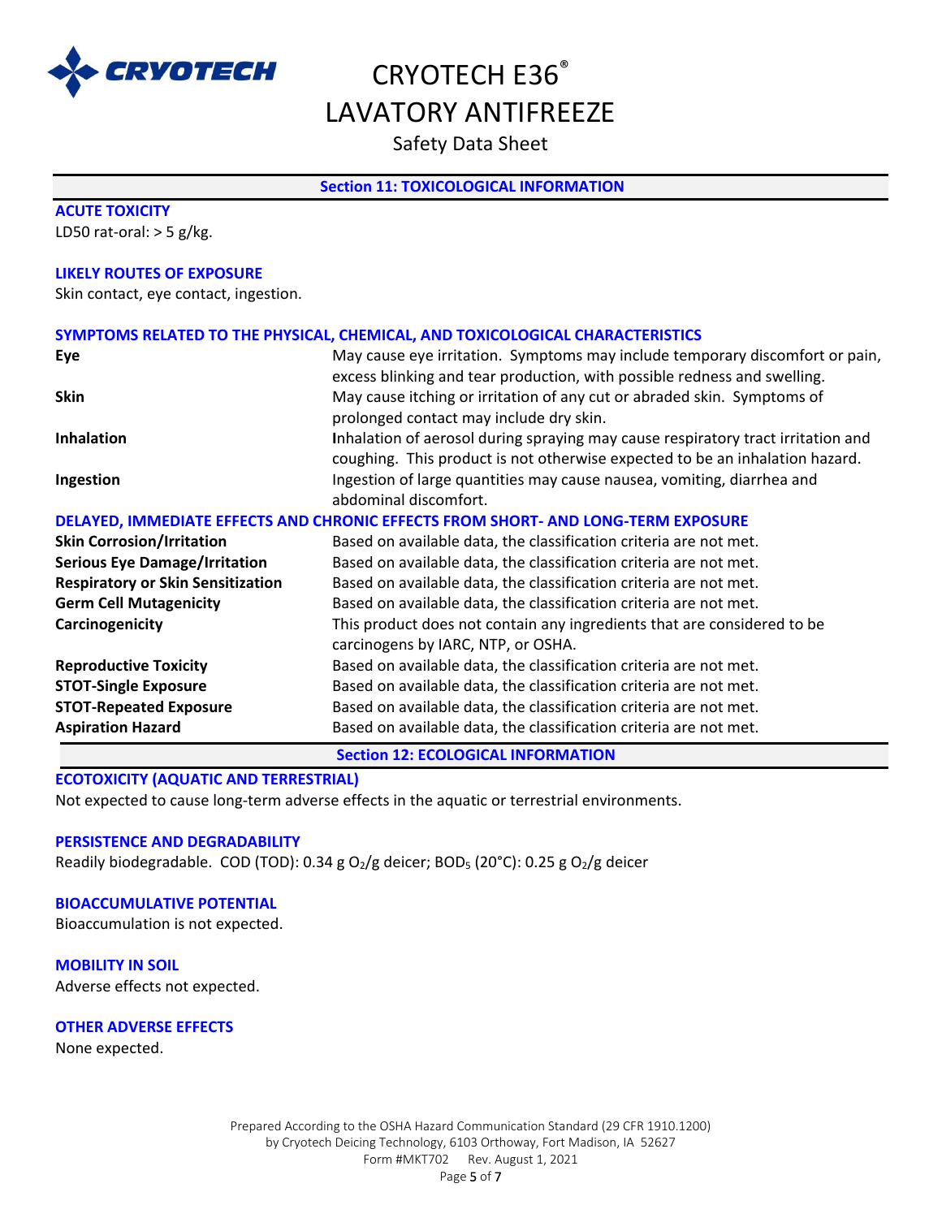## Section 11: TOXICOLOGICAL INFORMATION

### ACUTE TOXICITY

LD50 rat-oral: > 5 g/kg.

### LIKELY ROUTES OF EXPOSURE

Skin contact, eye contact, ingestion.

### SYMPTOMS RELATED TO THE PHYSICAL, CHEMICAL, AND TOXICOLOGICAL CHARACTERISTICS

| | |
|---|---|
| **Eye** | May cause eye irritation. Symptoms may include temporary discomfort or pain, excess blinking and tear production, with possible redness and swelling. |
| **Skin** | May cause itching or irritation of any cut or abraded skin. Symptoms of prolonged contact may include dry skin. |
| **Inhalation** | Inhalation of aerosol during spraying may cause respiratory tract irritation and coughing. This product is not otherwise expected to be an inhalation hazard. |
| **Ingestion** | Ingestion of large quantities may cause nausea, vomiting, diarrhea and abdominal discomfort. |

### DELAYED, IMMEDIATE EFFECTS AND CHRONIC EFFECTS FROM SHORT- AND LONG-TERM EXPOSURE

| | |
|---|---|
| **Skin Corrosion/Irritation** | Based on available data, the classification criteria are not met. |
| **Serious Eye Damage/Irritation** | Based on available data, the classification criteria are not met. |
| **Respiratory or Skin Sensitization** | Based on available data, the classification criteria are not met. |
| **Germ Cell Mutagenicity** | Based on available data, the classification criteria are not met. |
| **Carcinogenicity** | This product does not contain any ingredients that are considered to be carcinogens by IARC, NTP, or OSHA. |
| **Reproductive Toxicity** | Based on available data, the classification criteria are not met. |
| **STOT-Single Exposure** | Based on available data, the classification criteria are not met. |
| **STOT-Repeated Exposure** | Based on available data, the classification criteria are not met. |
| **Aspiration Hazard** | Based on available data, the classification criteria are not met. |

## Section 12: ECOLOGICAL INFORMATION

### ECOTOXICITY (AQUATIC AND TERRESTRIAL)

Not expected to cause long-term adverse effects in the aquatic or terrestrial environments.

### PERSISTENCE AND DEGRADABILITY

Readily biodegradable. COD (TOD): 0.34 g $O_2$/g deicer; $BOD_5$ (20°C): 0.25 g $O_2$/g deicer

### BIOACCUMULATIVE POTENTIAL

Bioaccumulation is not expected.

### MOBILITY IN SOIL

Adverse effects not expected.

### OTHER ADVERSE EFFECTS

None expected.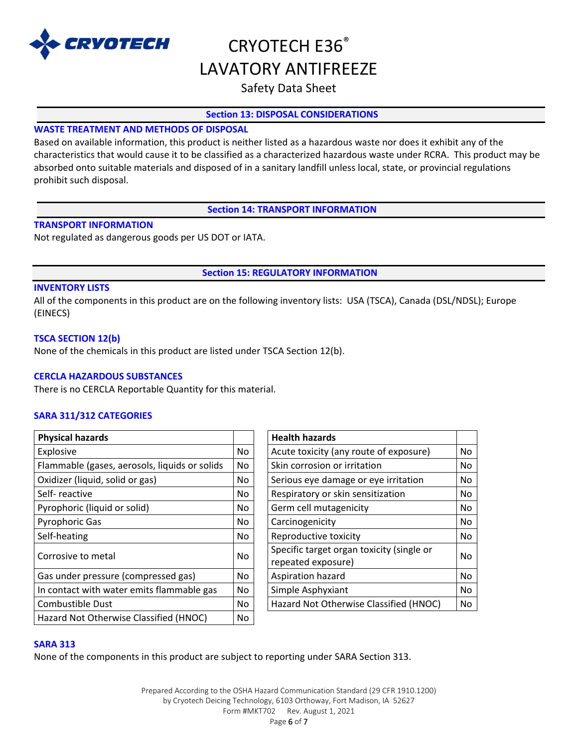## Section 13: DISPOSAL CONSIDERATIONS

### WASTE TREATMENT AND METHODS OF DISPOSAL

Based on available information, this product is neither listed as a hazardous waste nor does it exhibit any of the characteristics that would cause it to be classified as a characterized hazardous waste under RCRA. This product may be absorbed onto suitable materials and disposed of in a sanitary landfill unless local, state, or provincial regulations prohibit such disposal.

## Section 14: TRANSPORT INFORMATION

### TRANSPORT INFORMATION

Not regulated as dangerous goods per US DOT or IATA.

## Section 15: REGULATORY INFORMATION

### INVENTORY LISTS

All of the components in this product are on the following inventory lists: USA (TSCA), Canada (DSL/NDSL); Europe (EINECS)

### TSCA SECTION 12(b)

None of the chemicals in this product are listed under TSCA Section 12(b).

### CERCLA HAZARDOUS SUBSTANCES

There is no CERCLA Reportable Quantity for this material.

### SARA 311/312 CATEGORIES

| Physical hazards | |
|---|---|
| Explosive | No |
| Flammable (gases, aerosols, liquids or solids | No |
| Oxidizer (liquid, solid or gas) | No |
| Self- reactive | No |
| Pyrophoric (liquid or solid) | No |
| Pyrophoric Gas | No |
| Self-heating | No |
| Corrosive to metal | No |
| Gas under pressure (compressed gas) | No |
| In contact with water emits flammable gas | No |
| Combustible Dust | No |
| Hazard Not Otherwise Classified (HNOC) | No |

| Health hazards | |
|---|---|
| Acute toxicity (any route of exposure) | No |
| Skin corrosion or irritation | No |
| Serious eye damage or eye irritation | No |
| Respiratory or skin sensitization | No |
| Germ cell mutagenicity | No |
| Carcinogenicity | No |
| Reproductive toxicity | No |
| Specific target organ toxicity (single or repeated exposure) | No |
| Aspiration hazard | No |
| Simple Asphyxiant | No |
| Hazard Not Otherwise Classified (HNOC) | No |

### SARA 313

None of the components in this product are subject to reporting under SARA Section 313.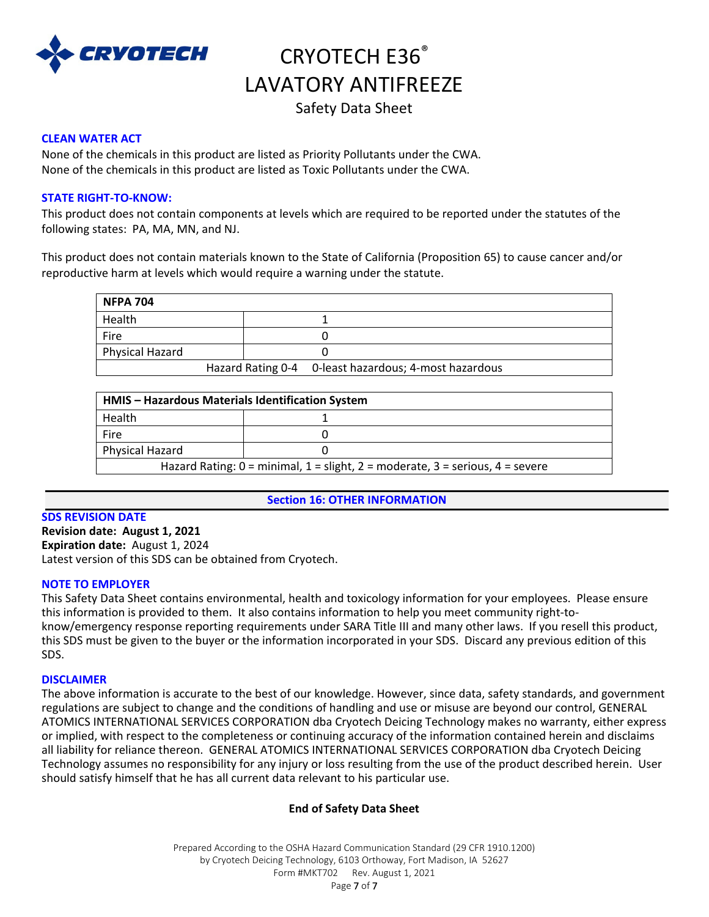**CLEAN WATER ACT**

None of the chemicals in this product are listed as Priority Pollutants under the CWA.
None of the chemicals in this product are listed as Toxic Pollutants under the CWA.

**STATE RIGHT-TO-KNOW:**

This product does not contain components at levels which are required to be reported under the statutes of the following states: PA, MA, MN, and NJ.

This product does not contain materials known to the State of California (Proposition 65) to cause cancer and/or reproductive harm at levels which would require a warning under the statute.

| NFPA 704 | |
|---|---|
| Health | 1 |
| Fire | 0 |
| Physical Hazard | 0 |
| Hazard Rating 0-4 | 0-least hazardous; 4-most hazardous |

| HMIS – Hazardous Materials Identification System | |
|---|---|
| Health | 1 |
| Fire | 0 |
| Physical Hazard | 0 |
| Hazard Rating: 0 = minimal, 1 = slight, 2 = moderate, 3 = serious, 4 = severe | |

## Section 16: OTHER INFORMATION

**SDS REVISION DATE**

**Revision date: August 1, 2021**
**Expiration date:** August 1, 2024
Latest version of this SDS can be obtained from Cryotech.

**NOTE TO EMPLOYER**

This Safety Data Sheet contains environmental, health and toxicology information for your employees. Please ensure this information is provided to them. It also contains information to help you meet community right-to-know/emergency response reporting requirements under SARA Title III and many other laws. If you resell this product, this SDS must be given to the buyer or the information incorporated in your SDS. Discard any previous edition of this SDS.

**DISCLAIMER**

The above information is accurate to the best of our knowledge. However, since data, safety standards, and government regulations are subject to change and the conditions of handling and use or misuse are beyond our control, GENERAL ATOMICS INTERNATIONAL SERVICES CORPORATION dba Cryotech Deicing Technology makes no warranty, either express or implied, with respect to the completeness or continuing accuracy of the information contained herein and disclaims all liability for reliance thereon. GENERAL ATOMICS INTERNATIONAL SERVICES CORPORATION dba Cryotech Deicing Technology assumes no responsibility for any injury or loss resulting from the use of the product described herein. User should satisfy himself that he has all current data relevant to his particular use.

**End of Safety Data Sheet**